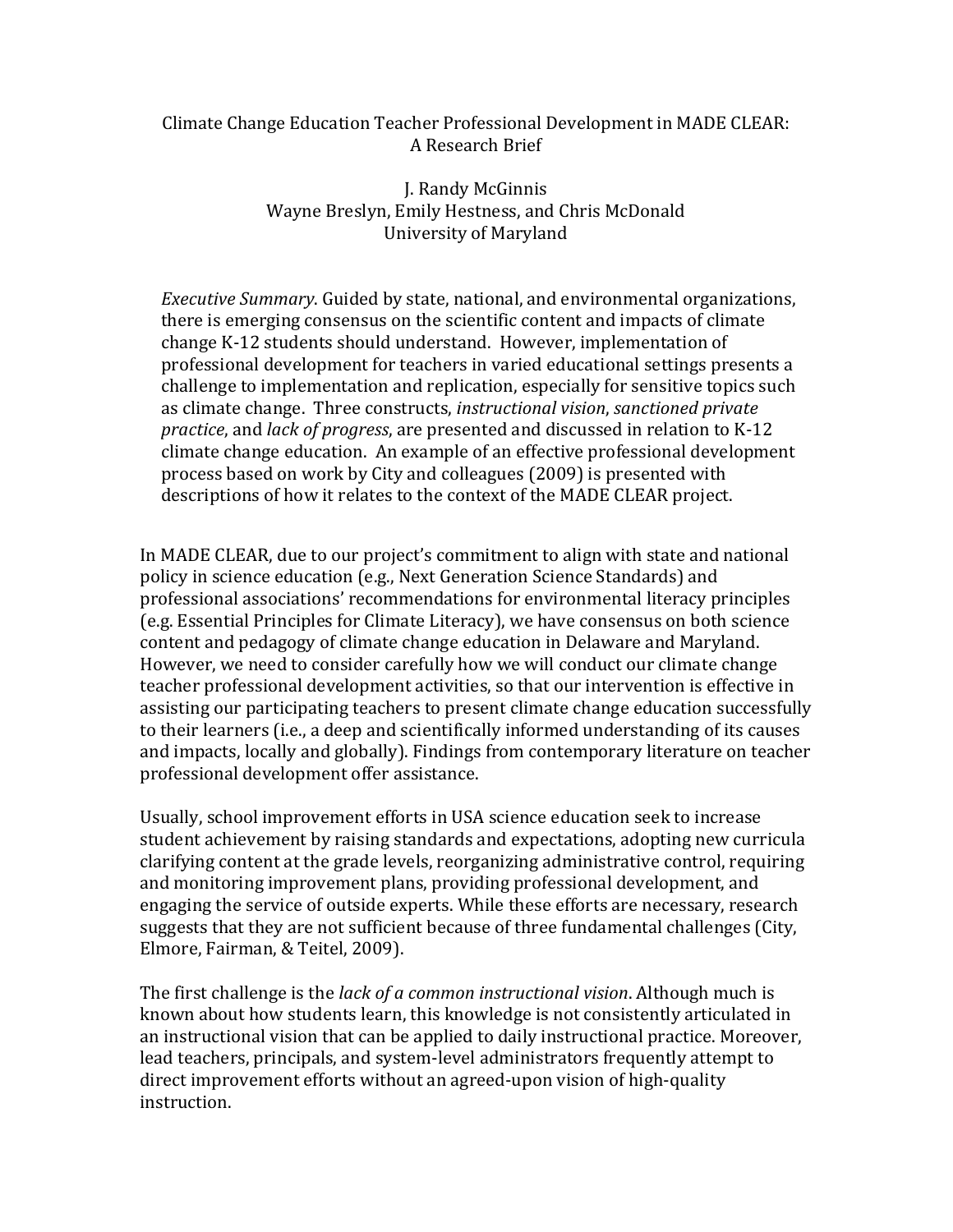# Climate Change Education Teacher Professional Development in MADE CLEAR: A Research Brief

J. Randy McGinnis
Wayne Breslyn, Emily Hestness, and Chris McDonald
University of Maryland

*Executive Summary*. Guided by state, national, and environmental organizations, there is emerging consensus on the scientific content and impacts of climate change K-12 students should understand. However, implementation of professional development for teachers in varied educational settings presents a challenge to implementation and replication, especially for sensitive topics such as climate change. Three constructs, *instructional vision*, *sanctioned private practice*, and *lack of progress*, are presented and discussed in relation to K-12 climate change education. An example of an effective professional development process based on work by City and colleagues (2009) is presented with descriptions of how it relates to the context of the MADE CLEAR project.

In MADE CLEAR, due to our project's commitment to align with state and national policy in science education (e.g., Next Generation Science Standards) and professional associations' recommendations for environmental literacy principles (e.g. Essential Principles for Climate Literacy), we have consensus on both science content and pedagogy of climate change education in Delaware and Maryland. However, we need to consider carefully how we will conduct our climate change teacher professional development activities, so that our intervention is effective in assisting our participating teachers to present climate change education successfully to their learners (i.e., a deep and scientifically informed understanding of its causes and impacts, locally and globally). Findings from contemporary literature on teacher professional development offer assistance.

Usually, school improvement efforts in USA science education seek to increase student achievement by raising standards and expectations, adopting new curricula clarifying content at the grade levels, reorganizing administrative control, requiring and monitoring improvement plans, providing professional development, and engaging the service of outside experts. While these efforts are necessary, research suggests that they are not sufficient because of three fundamental challenges (City, Elmore, Fairman, & Teitel, 2009).

The first challenge is the *lack of a common instructional vision*. Although much is known about how students learn, this knowledge is not consistently articulated in an instructional vision that can be applied to daily instructional practice. Moreover, lead teachers, principals, and system-level administrators frequently attempt to direct improvement efforts without an agreed-upon vision of high-quality instruction.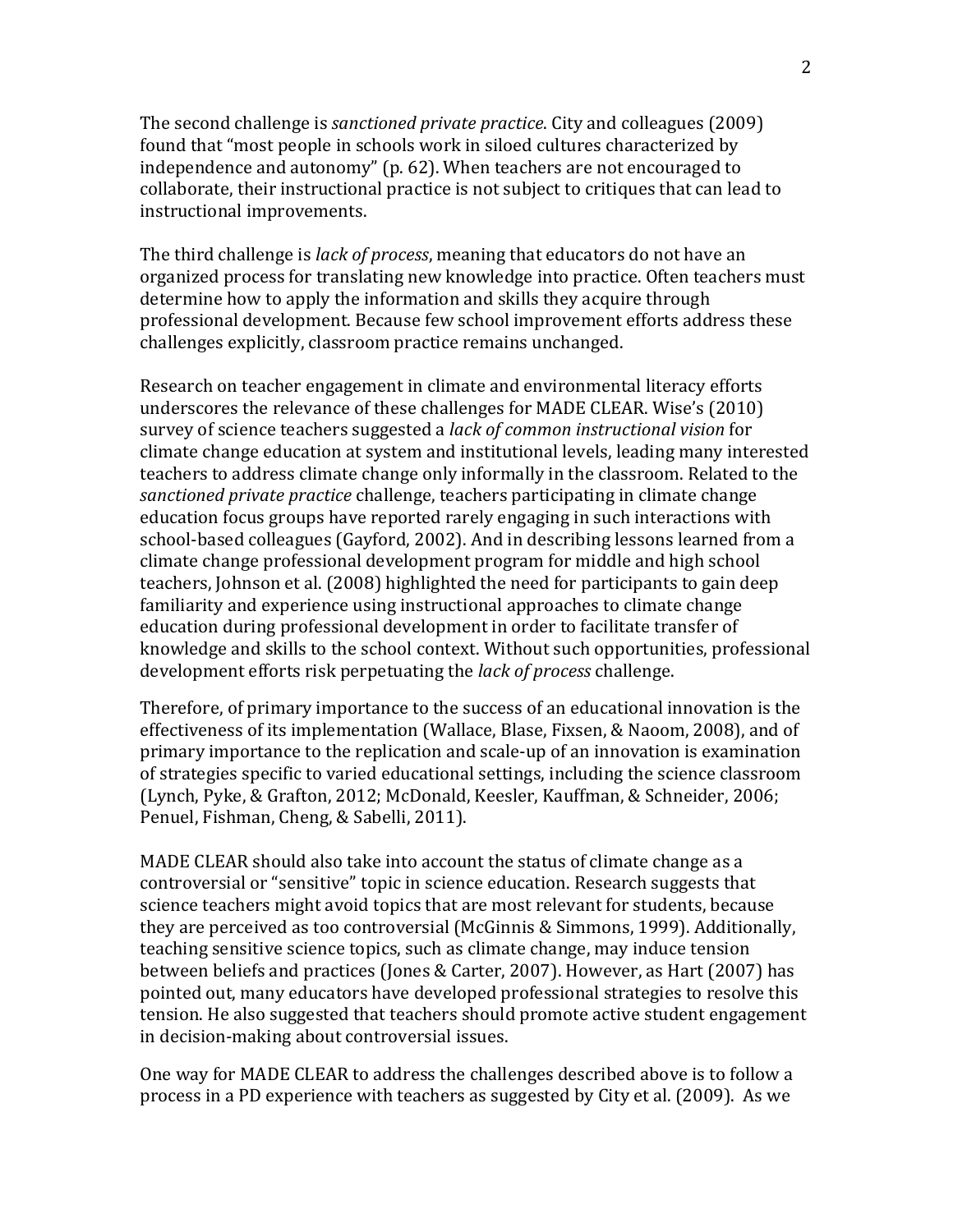The second challenge is *sanctioned private practice*. City and colleagues (2009) found that "most people in schools work in siloed cultures characterized by independence and autonomy" (p. 62). When teachers are not encouraged to collaborate, their instructional practice is not subject to critiques that can lead to instructional improvements.

The third challenge is *lack of process*, meaning that educators do not have an organized process for translating new knowledge into practice. Often teachers must determine how to apply the information and skills they acquire through professional development. Because few school improvement efforts address these challenges explicitly, classroom practice remains unchanged.

Research on teacher engagement in climate and environmental literacy efforts underscores the relevance of these challenges for MADE CLEAR. Wise's (2010) survey of science teachers suggested a *lack of common instructional vision* for climate change education at system and institutional levels, leading many interested teachers to address climate change only informally in the classroom. Related to the *sanctioned private practice* challenge, teachers participating in climate change education focus groups have reported rarely engaging in such interactions with school-based colleagues (Gayford, 2002). And in describing lessons learned from a climate change professional development program for middle and high school teachers, Johnson et al. (2008) highlighted the need for participants to gain deep familiarity and experience using instructional approaches to climate change education during professional development in order to facilitate transfer of knowledge and skills to the school context. Without such opportunities, professional development efforts risk perpetuating the *lack of process* challenge.

Therefore, of primary importance to the success of an educational innovation is the effectiveness of its implementation (Wallace, Blase, Fixsen, & Naoom, 2008), and of primary importance to the replication and scale-up of an innovation is examination of strategies specific to varied educational settings, including the science classroom (Lynch, Pyke, & Grafton, 2012; McDonald, Keesler, Kauffman, & Schneider, 2006; Penuel, Fishman, Cheng, & Sabelli, 2011).

MADE CLEAR should also take into account the status of climate change as a controversial or "sensitive" topic in science education. Research suggests that science teachers might avoid topics that are most relevant for students, because they are perceived as too controversial (McGinnis & Simmons, 1999). Additionally, teaching sensitive science topics, such as climate change, may induce tension between beliefs and practices (Jones & Carter, 2007). However, as Hart (2007) has pointed out, many educators have developed professional strategies to resolve this tension. He also suggested that teachers should promote active student engagement in decision-making about controversial issues.

One way for MADE CLEAR to address the challenges described above is to follow a process in a PD experience with teachers as suggested by City et al. (2009). As we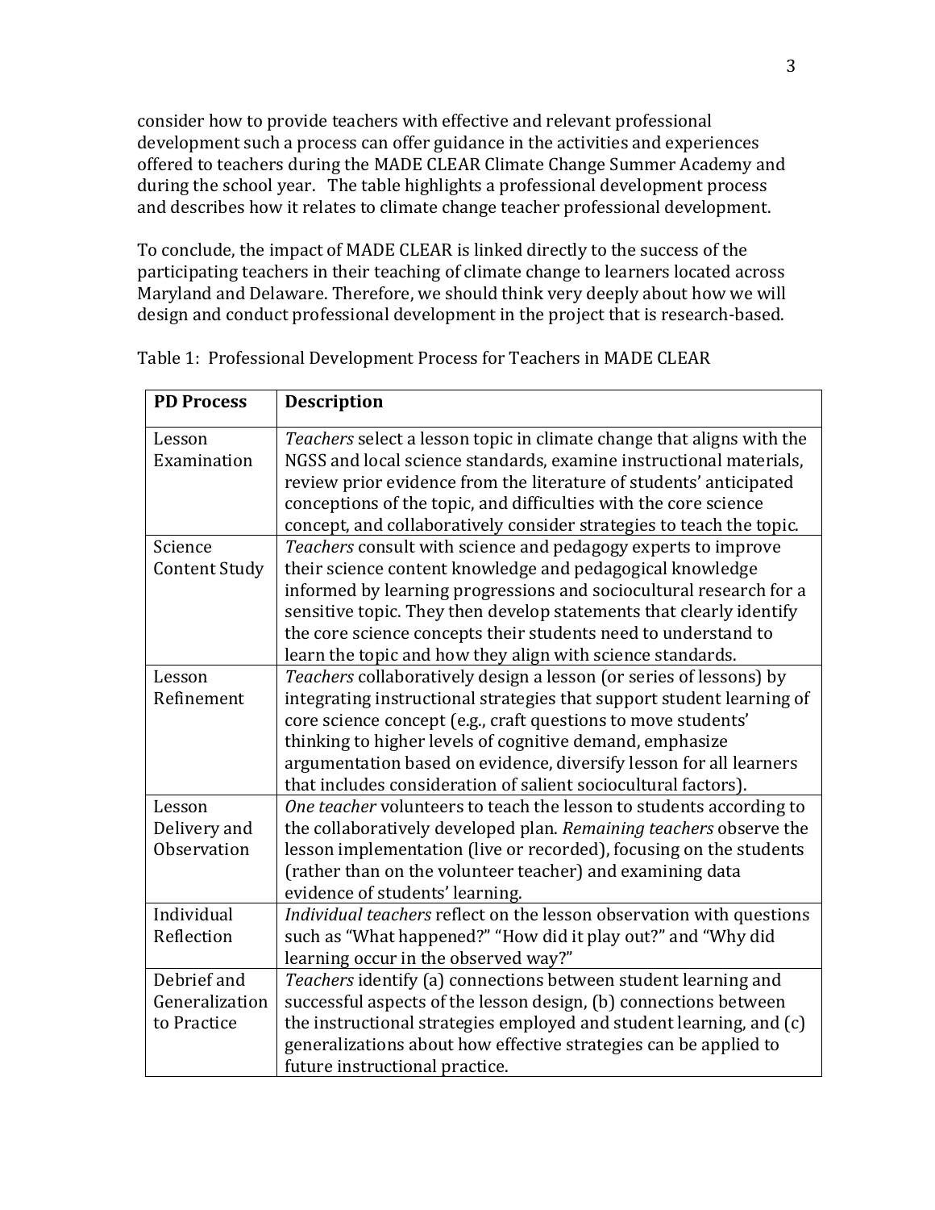consider how to provide teachers with effective and relevant professional development such a process can offer guidance in the activities and experiences offered to teachers during the MADE CLEAR Climate Change Summer Academy and during the school year. The table highlights a professional development process and describes how it relates to climate change teacher professional development.

To conclude, the impact of MADE CLEAR is linked directly to the success of the participating teachers in their teaching of climate change to learners located across Maryland and Delaware. Therefore, we should think very deeply about how we will design and conduct professional development in the project that is research-based.

Table 1: Professional Development Process for Teachers in MADE CLEAR

| **PD Process** | **Description** |
| --- | --- |
| Lesson Examination | *Teachers* select a lesson topic in climate change that aligns with the NGSS and local science standards, examine instructional materials, review prior evidence from the literature of students' anticipated conceptions of the topic, and difficulties with the core science concept, and collaboratively consider strategies to teach the topic. |
| Science Content Study | *Teachers* consult with science and pedagogy experts to improve their science content knowledge and pedagogical knowledge informed by learning progressions and sociocultural research for a sensitive topic. They then develop statements that clearly identify the core science concepts their students need to understand to learn the topic and how they align with science standards. |
| Lesson Refinement | *Teachers* collaboratively design a lesson (or series of lessons) by integrating instructional strategies that support student learning of core science concept (e.g., craft questions to move students' thinking to higher levels of cognitive demand, emphasize argumentation based on evidence, diversify lesson for all learners that includes consideration of salient sociocultural factors). |
| Lesson Delivery and Observation | *One teacher* volunteers to teach the lesson to students according to the collaboratively developed plan. *Remaining teachers* observe the lesson implementation (live or recorded), focusing on the students (rather than on the volunteer teacher) and examining data evidence of students' learning. |
| Individual Reflection | *Individual teachers* reflect on the lesson observation with questions such as "What happened?" "How did it play out?" and "Why did learning occur in the observed way?" |
| Debrief and Generalization to Practice | *Teachers* identify (a) connections between student learning and successful aspects of the lesson design, (b) connections between the instructional strategies employed and student learning, and (c) generalizations about how effective strategies can be applied to future instructional practice. |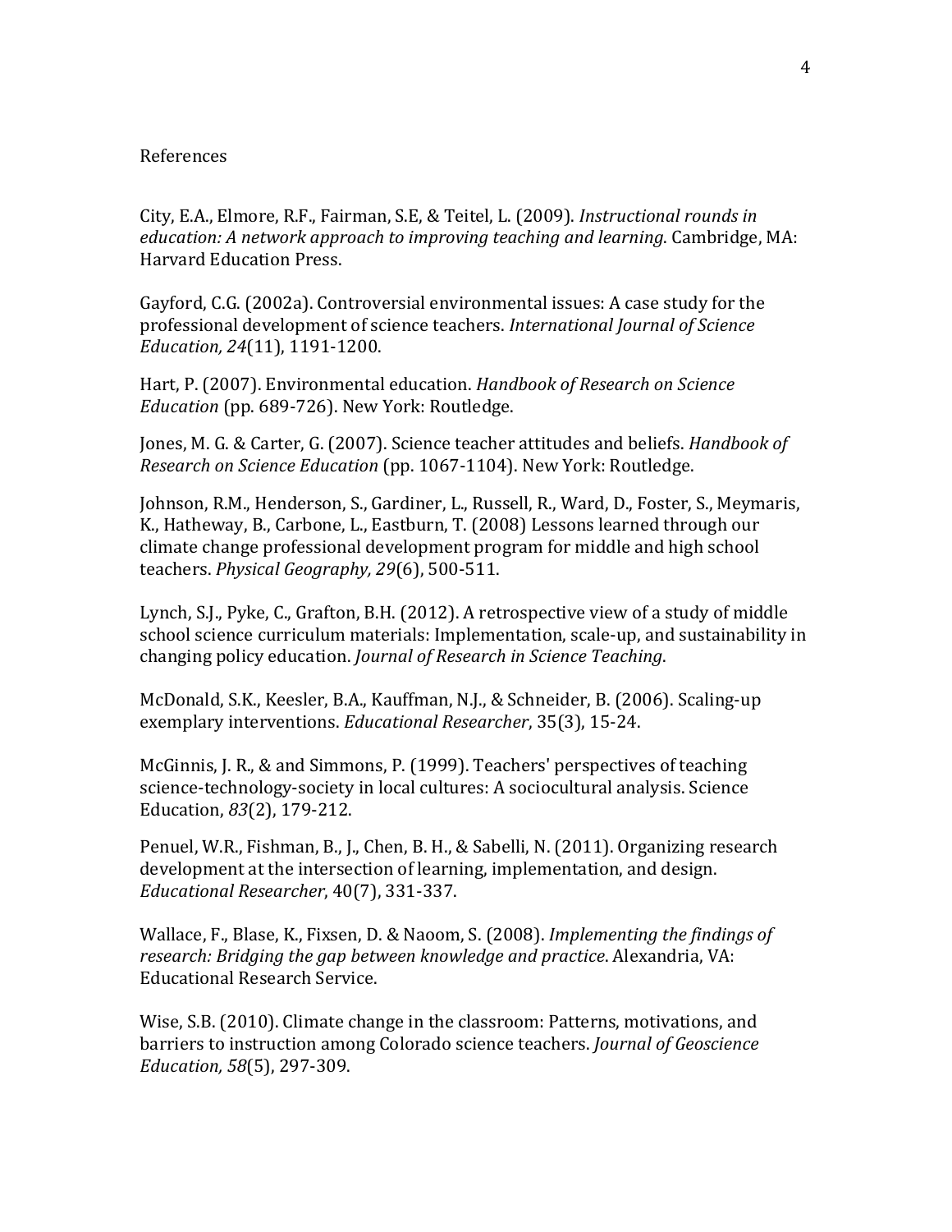References

City, E.A., Elmore, R.F., Fairman, S.E, & Teitel, L. (2009). *Instructional rounds in education: A network approach to improving teaching and learning*. Cambridge, MA: Harvard Education Press.

Gayford, C.G. (2002a). Controversial environmental issues: A case study for the professional development of science teachers. *International Journal of Science Education, 24*(11), 1191-1200.

Hart, P. (2007). Environmental education. *Handbook of Research on Science Education* (pp. 689-726). New York: Routledge.

Jones, M. G. & Carter, G. (2007). Science teacher attitudes and beliefs. *Handbook of Research on Science Education* (pp. 1067-1104). New York: Routledge.

Johnson, R.M., Henderson, S., Gardiner, L., Russell, R., Ward, D., Foster, S., Meymaris, K., Hatheway, B., Carbone, L., Eastburn, T. (2008) Lessons learned through our climate change professional development program for middle and high school teachers. *Physical Geography, 29*(6), 500-511.

Lynch, S.J., Pyke, C., Grafton, B.H. (2012). A retrospective view of a study of middle school science curriculum materials: Implementation, scale-up, and sustainability in changing policy education. *Journal of Research in Science Teaching*.

McDonald, S.K., Keesler, B.A., Kauffman, N.J., & Schneider, B. (2006). Scaling-up exemplary interventions. *Educational Researcher*, 35(3), 15-24.

McGinnis, J. R., & and Simmons, P. (1999). Teachers' perspectives of teaching science-technology-society in local cultures: A sociocultural analysis. Science Education, *83*(2), 179-212.

Penuel, W.R., Fishman, B., J., Chen, B. H., & Sabelli, N. (2011). Organizing research development at the intersection of learning, implementation, and design. *Educational Researcher*, 40(7), 331-337.

Wallace, F., Blase, K., Fixsen, D. & Naoom, S. (2008). *Implementing the findings of research: Bridging the gap between knowledge and practice*. Alexandria, VA: Educational Research Service.

Wise, S.B. (2010). Climate change in the classroom: Patterns, motivations, and barriers to instruction among Colorado science teachers. *Journal of Geoscience Education, 58*(5), 297-309.